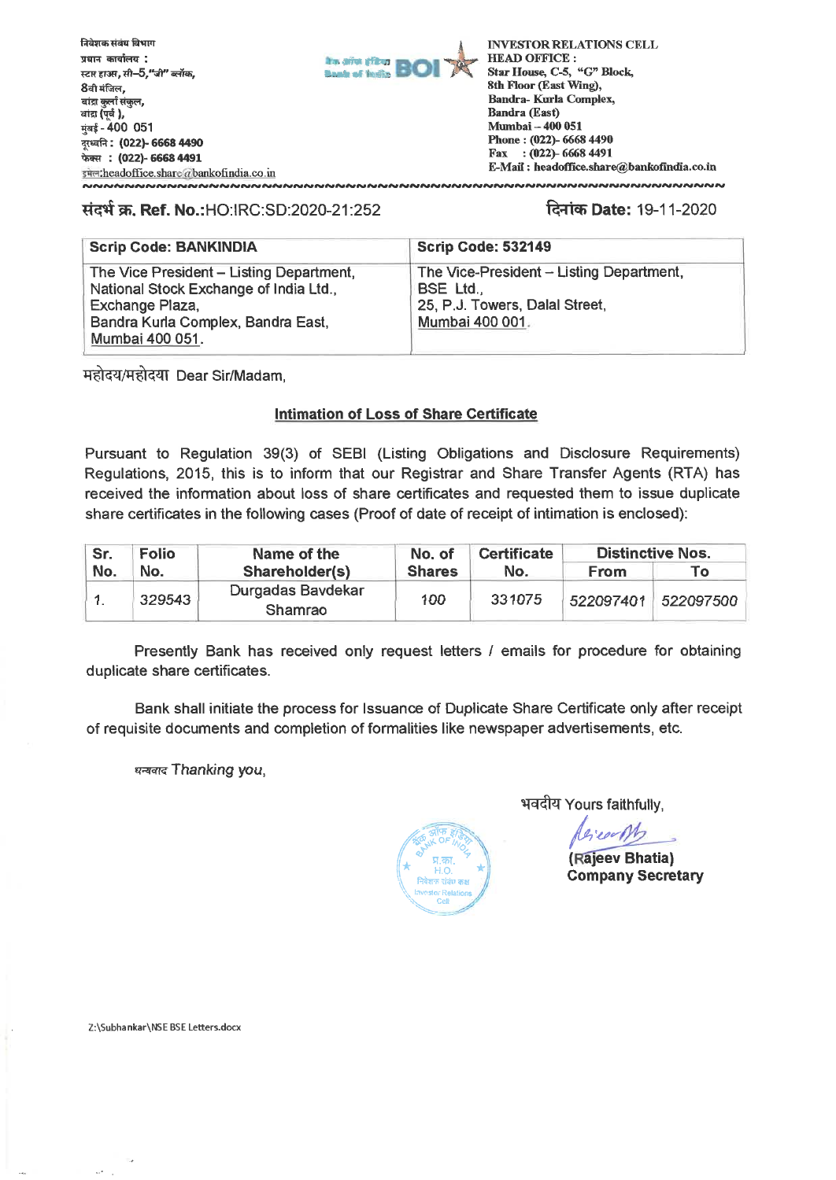निवेशक संबंध विभाग
प्रधान कार्यालय :
स्टार हाउस, सी–5,"जी" ब्लॉक,
8वी मंजिल,
बांद्रा कुर्ला संकुल,
बांद्रा (पूर्व ),
मुंबई - 400 051
दूरध्वनि : (022)- 6668 4490
फेक्स : (022)- 6668 4491
इमेल:headoffice.share@bankofindia.co.in

INVESTOR RELATIONS CELL
HEAD OFFICE :
Star House, C-5, "G" Block,
8th Floor (East Wing),
Bandra- Kurla Complex,
Bandra (East)
Mumbai – 400 051
Phone : (022)- 6668 4490
Fax : (022)- 6668 4491
E-Mail : headoffice.share@bankofindia.co.in

**संदर्भ क्र. Ref. No.:**HO:IRC:SD:2020-21:252 **दिनांक Date:** 19-11-2020

| **Scrip Code: BANKINDIA** | **Scrip Code: 532149** |
|---|---|
| The Vice President – Listing Department, National Stock Exchange of India Ltd., Exchange Plaza, Bandra Kurla Complex, Bandra East, Mumbai 400 051. | The Vice-President – Listing Department, BSE Ltd., 25, P.J. Towers, Dalal Street, Mumbai 400 001. |

महोदय/महोदया Dear Sir/Madam,

**Intimation of Loss of Share Certificate**

Pursuant to Regulation 39(3) of SEBI (Listing Obligations and Disclosure Requirements) Regulations, 2015, this is to inform that our Registrar and Share Transfer Agents (RTA) has received the information about loss of share certificates and requested them to issue duplicate share certificates in the following cases (Proof of date of receipt of intimation is enclosed):

| Sr. No. | Folio No. | Name of the Shareholder(s) | No. of Shares | Certificate No. | Distinctive Nos. | |
|---|---|---|---|---|---|---|
| | | | | | From | To |
| 1. | 329543 | Durgadas Bavdekar Shamrao | 100 | 331075 | 522097401 | 522097500 |

Presently Bank has received only request letters / emails for procedure for obtaining duplicate share certificates.

Bank shall initiate the process for Issuance of Duplicate Share Certificate only after receipt of requisite documents and completion of formalities like newspaper advertisements, etc.

धन्यवाद Thanking you,

भवदीय Yours faithfully,

**(Rajeev Bhatia)**
**Company Secretary**

Z:\Subhankar\NSE BSE Letters.docx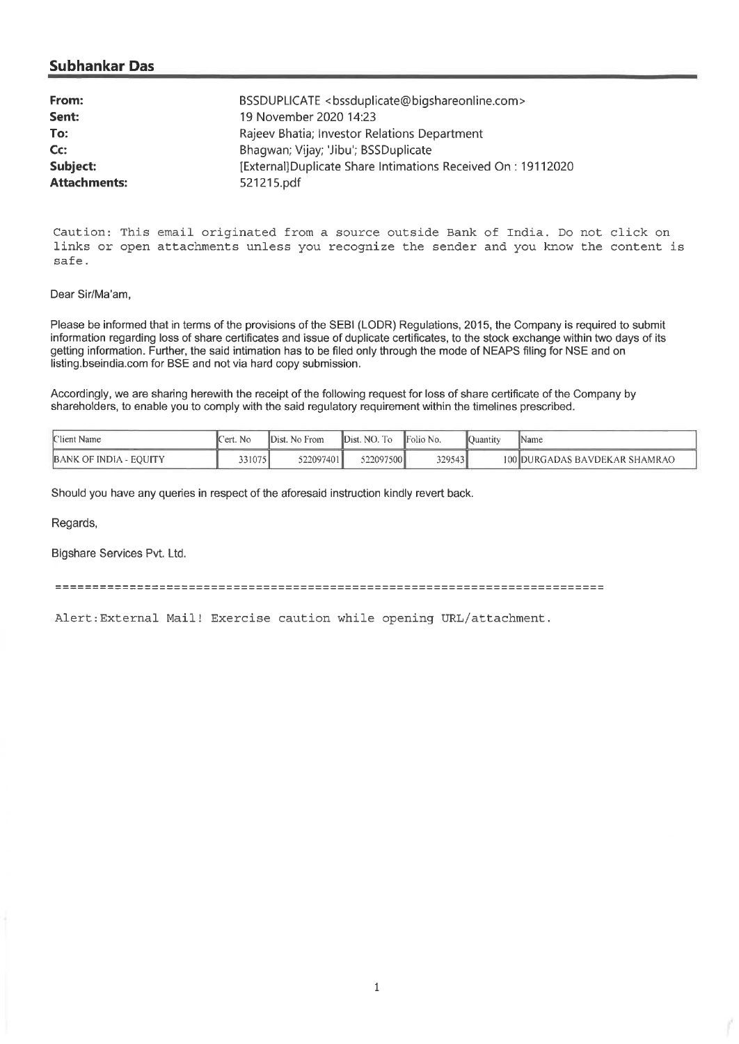## Subhankar Das

| | |
|---|---|
| **From:** | BSSDUPLICATE <bssduplicate@bigshareonline.com> |
| **Sent:** | 19 November 2020 14:23 |
| **To:** | Rajeev Bhatia; Investor Relations Department |
| **Cc:** | Bhagwan; Vijay; 'Jibu'; BSSDuplicate |
| **Subject:** | [External]Duplicate Share Intimations Received On : 19112020 |
| **Attachments:** | 521215.pdf |

Caution: This email originated from a source outside Bank of India. Do not click on links or open attachments unless you recognize the sender and you know the content is safe.

Dear Sir/Ma'am,

Please be informed that in terms of the provisions of the SEBI (LODR) Regulations, 2015, the Company is required to submit information regarding loss of share certificates and issue of duplicate certificates, to the stock exchange within two days of its getting information. Further, the said intimation has to be filed only through the mode of NEAPS filing for NSE and on listing.bseindia.com for BSE and not via hard copy submission.

Accordingly, we are sharing herewith the receipt of the following request for loss of share certificate of the Company by shareholders, to enable you to comply with the said regulatory requirement within the timelines prescribed.

| Client Name | Cert. No | Dist. No From | Dist. NO. To | Folio No. | Quantity | Name |
|---|---|---|---|---|---|---|
| BANK OF INDIA - EQUITY | 331075 | 522097401 | 522097500 | 329543 | 100 | DURGADAS BAVDEKAR SHAMRAO |

Should you have any queries in respect of the aforesaid instruction kindly revert back.

Regards,

Bigshare Services Pvt. Ltd.

========================================================================

Alert:External Mail! Exercise caution while opening URL/attachment.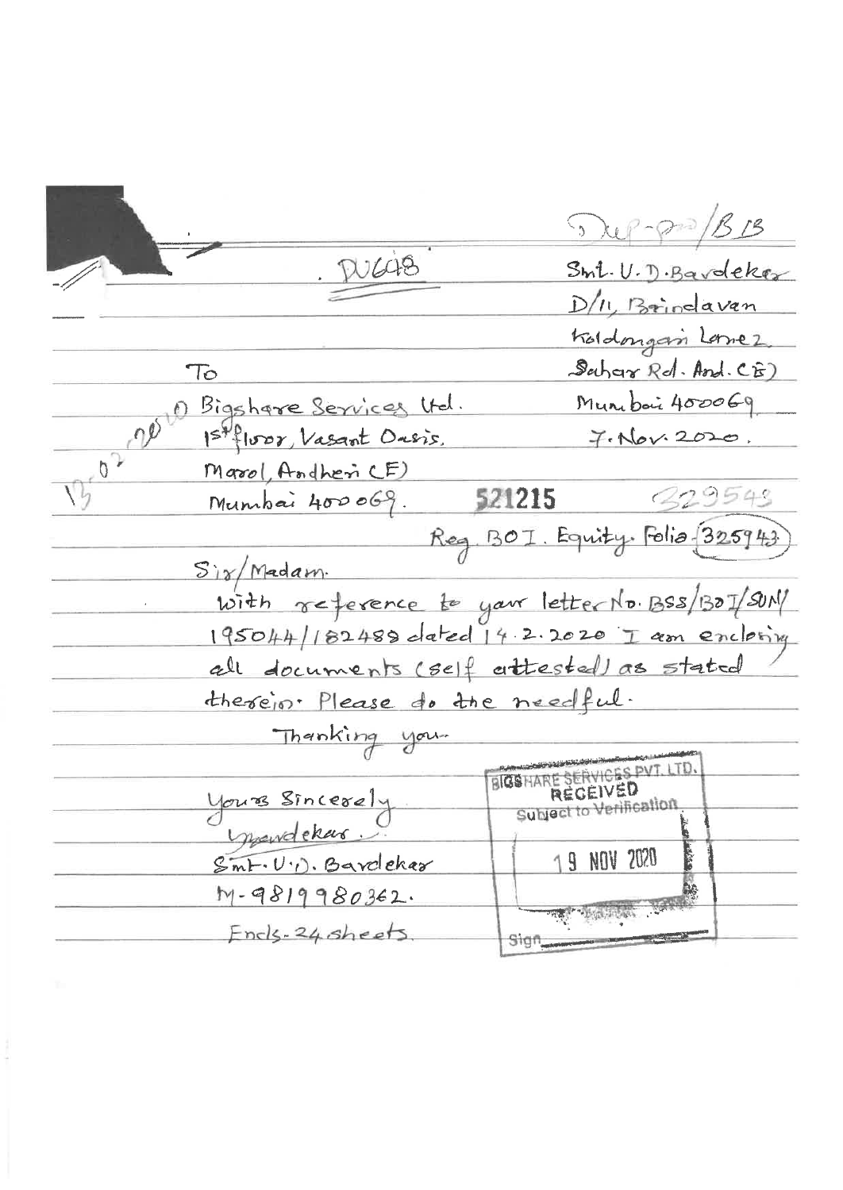Dup-pro/B13

DU648

Smt. U. D. Bardekar
D/11, Brindavan
Koldongari Lane 2
Sahar Rd. And. (E)
Mumbai 400069.
7. Nov. 2020.

To
Bigshare Services Ltd.
1st floor, Vasant Oasis,
Marol, Andheri (E)
Mumbai 400069.

13-02-2020

521215 329543

Reg. BOI. Equity. Folio (325943)

Sir/Madam.

With reference to your letter No. BSS/BOI/SUN/195044/182488 dated 14.2.2020 I am enclosing all documents (self attested) as stated therein. Please do the needful.

Thanking you.

Yours Sincerely
Ubardekar.
Smt. U. D. Bardekar
M-9819980362.

Encls-24 sheets.

BIGSHARE SERVICES PVT. LTD.
RECEIVED
Subject to Verification
19 NOV 2020
Sign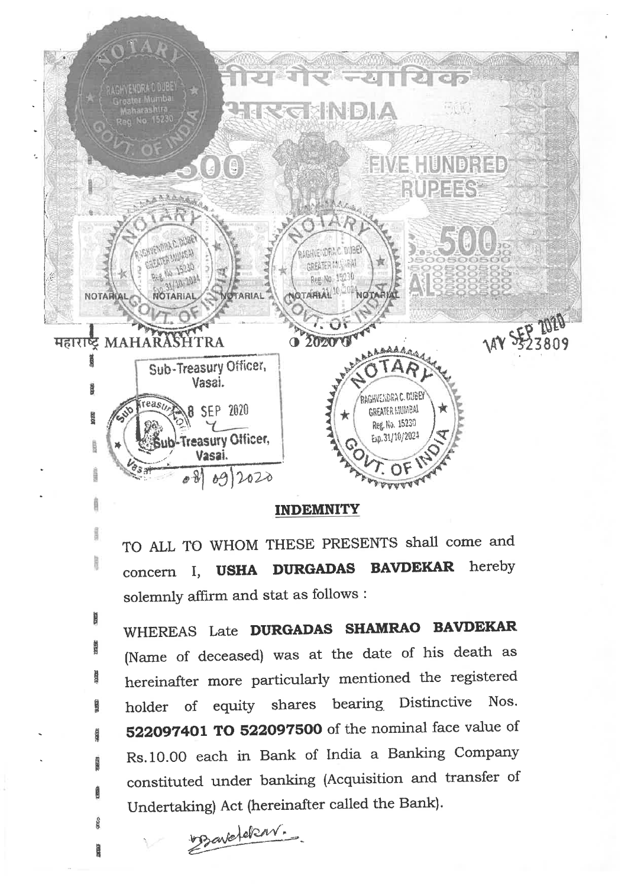भारतीय गैर न्यायिक

भारत INDIA

500

FIVE HUNDRED RUPEES

महाराष्ट्र MAHARASHTRA

2020

14Y SEP 2020 523809

Sub-Treasury Officer, Vasai.

8 SEP 2020

Sub-Treasury Officer, Vasai.

08/09/2020

NOTARY RAGHVENDRA C. DUBEY GREATER MUMBAI Reg. No. 15230 Exp. 31/10/2024 GOVT. OF INDIA

## INDEMNITY

TO ALL TO WHOM THESE PRESENTS shall come and concern I, **USHA DURGADAS BAVDEKAR** hereby solemnly affirm and stat as follows :

WHEREAS Late **DURGADAS SHAMRAO BAVDEKAR** (Name of deceased) was at the date of his death as hereinafter more particularly mentioned the registered holder of equity shares bearing Distinctive Nos. **522097401 TO 522097500** of the nominal face value of Rs.10.00 each in Bank of India a Banking Company constituted under banking (Acquisition and transfer of Undertaking) Act (hereinafter called the Bank).

Bavdekar.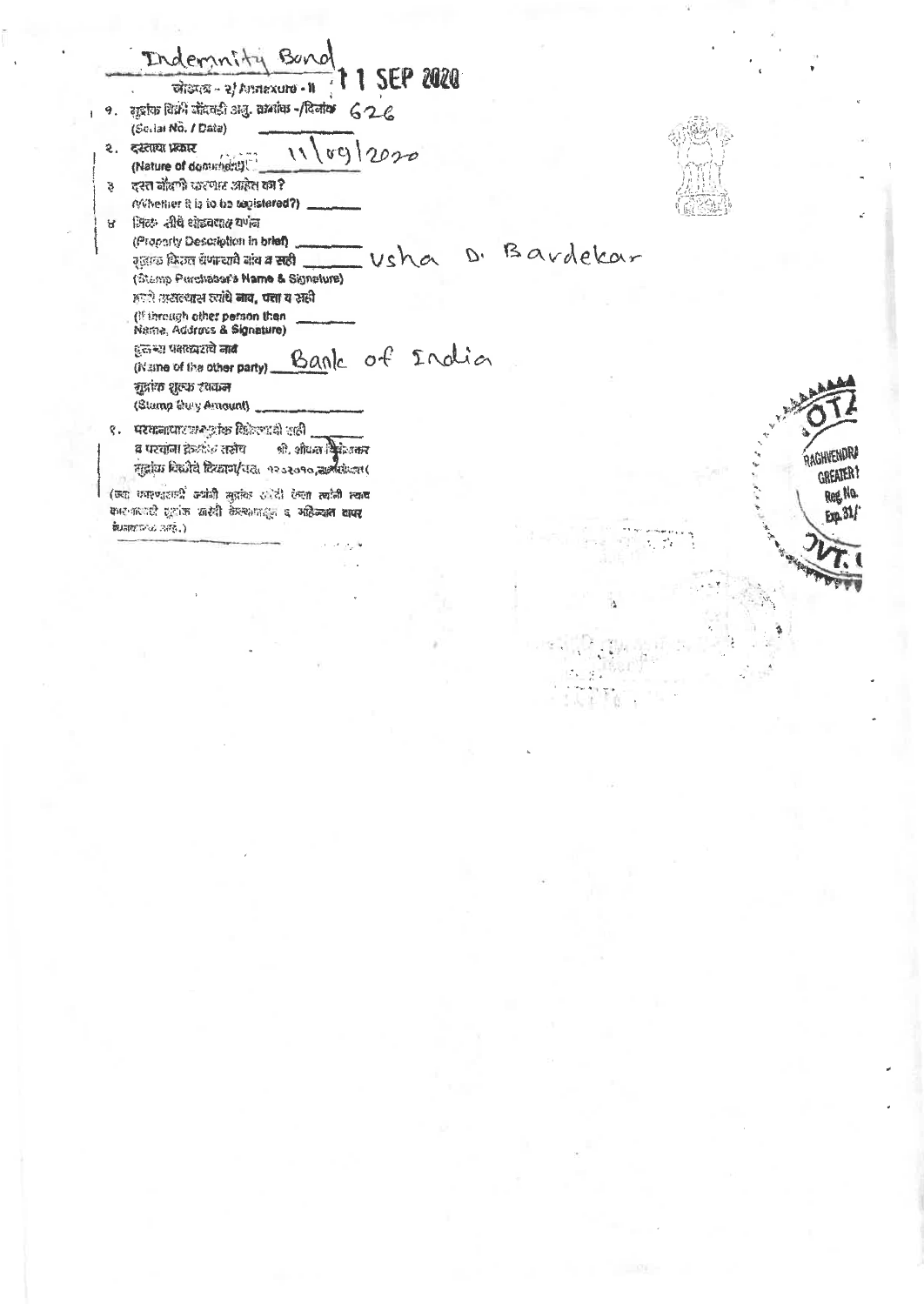Indemnity Bond

11 SEP 2020

जोडपत्र - २/ Annexure - II

१. मुद्रांक विक्री नोंदवही अनु. क्रमांक -/दिनांक 626
(Serial No. / Date)

२. दस्ताचा प्रकार 11/09/2020
(Nature of document)

३. दस्त नोंदणी करणार आहेत का?
(Whether it is to be registered?) ______

४ मिळ-कतीचे थोडक्यात वर्णन
(Property Description in brief) ______
मुद्रांक विकत घेणाऱ्याचे नांव व सही ______ Usha D. Bardekar
(Stamp Purchaser's Name & Signature)
हस्ते व्यक्तीस त्यांचे नाव, पत्ता व सही
(If through other person then Name, Address & Signature) ______
दुसऱ्या पक्षकाराचे नांव
(Name of the other party) Bank of India
मुद्रांक शुल्क रक्कम
(Stamp Duty Amount) ______

१. परवानाधारक मुद्रांक विक्रेत्याची सही ______
व परवाना क्रमांक सहीत श्री. शीतल शिरोडकर
मुद्रांक विक्रीचे ठिकाण/पत्ता १२०२०१०, सावंतवाडी

(ज्या कारणासाठी ज्यांनी मुद्रांक खरेदी केला त्यांनी त्याच कारणासाठी मुद्रांक खरेदी केल्यापासून ६ महिन्यात वापर बंधनकारक आहे.)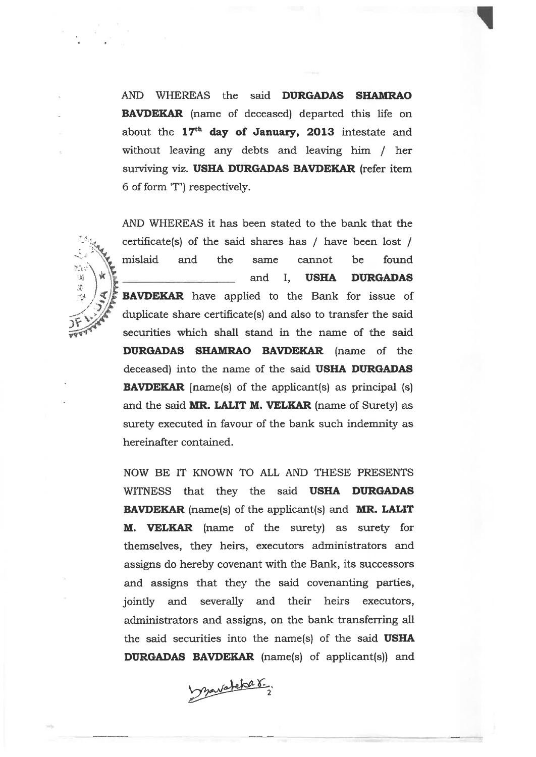AND WHEREAS the said **DURGADAS SHAMRAO BAVDEKAR** (name of deceased) departed this life on about the **17th day of January, 2013** intestate and without leaving any debts and leaving him / her surviving viz. **USHA DURGADAS BAVDEKAR** (refer item 6 of form 'T") respectively.

AND WHEREAS it has been stated to the bank that the certificate(s) of the said shares has / have been lost / mislaid and the same cannot be found \_\_\_\_\_\_\_\_\_\_\_\_\_\_\_\_\_\_\_\_ and I, **USHA DURGADAS BAVDEKAR** have applied to the Bank for issue of duplicate share certificate(s) and also to transfer the said securities which shall stand in the name of the said **DURGADAS SHAMRAO BAVDEKAR** (name of the deceased) into the name of the said **USHA DURGADAS BAVDEKAR** [name(s) of the applicant(s) as principal (s) and the said **MR. LALIT M. VELKAR** (name of Surety) as surety executed in favour of the bank such indemnity as hereinafter contained.

NOW BE IT KNOWN TO ALL AND THESE PRESENTS WITNESS that they the said **USHA DURGADAS BAVDEKAR** (name(s) of the applicant(s) and **MR. LALIT M. VELKAR** (name of the surety) as surety for themselves, they heirs, executors administrators and assigns do hereby covenant with the Bank, its successors and assigns that they the said covenanting parties, jointly and severally and their heirs executors, administrators and assigns, on the bank transferring all the said securities into the name(s) of the said **USHA DURGADAS BAVDEKAR** (name(s) of applicant(s)) and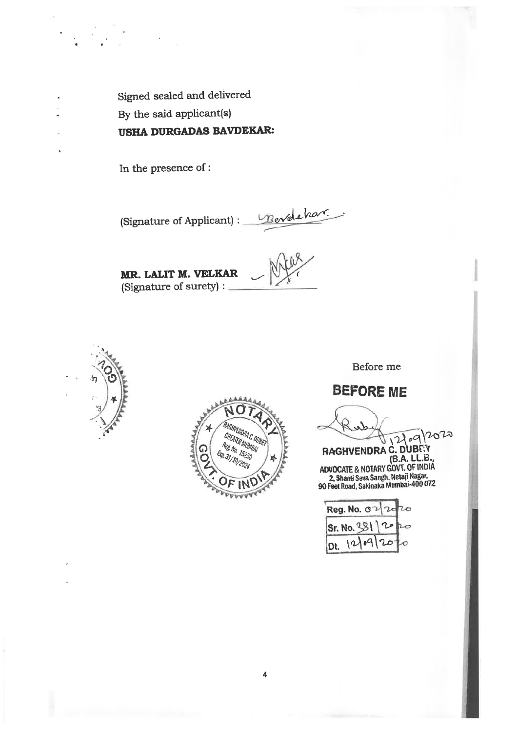Signed sealed and delivered
By the said applicant(s)
**USHA DURGADAS BAVDEKAR:**

In the presence of :

(Signature of Applicant) : Bavdekar

**MR. LALIT M. VELKAR**
(Signature of surety) : ___________

NOTARY
RAGHVENDRA C. DUBEY
GREATER MUMBAI
Reg. No. 15239
Exp. 31/10/2024
GOVT. OF INDIA

Before me

**BEFORE ME**

12/09/2020

**RAGHVENDRA C. DUBEY**
**(B.A. LL.B.,**
**ADVOCATE & NOTARY GOVT. OF INDIA**
**2, Shanti Seva Sangh, Netaji Nagar,**
**90 Feet Road, Sakinaka Mumbai-400 072**

| | |
|---|---|
| Reg. No. | 02/2020 |
| Sr. No. | 381/2020 |
| Dt. | 12/09/2020 |